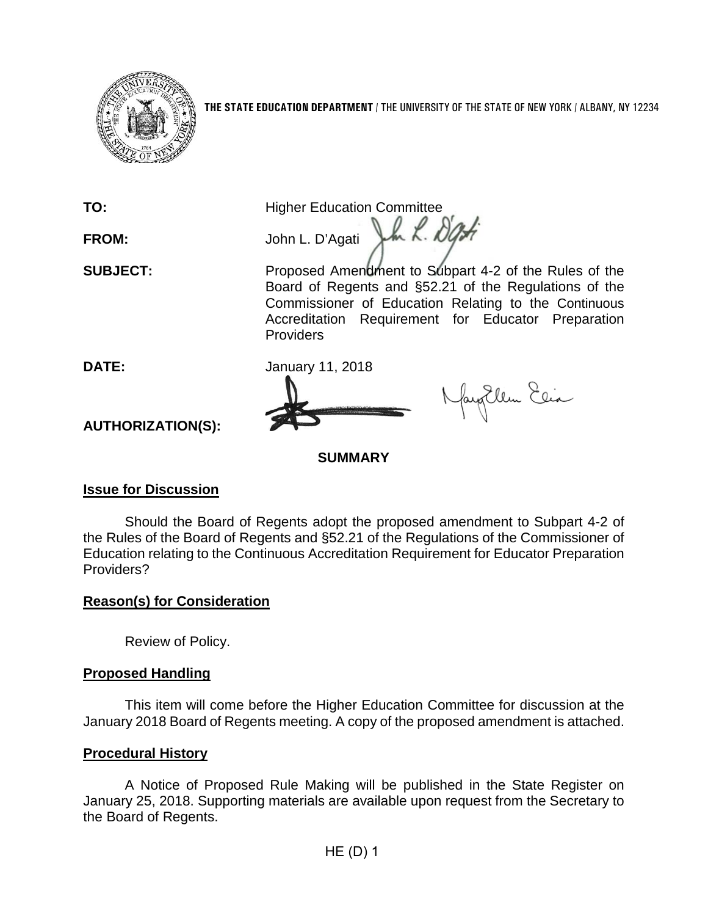**THE STATE EDUCATION DEPARTMENT** / THE UNIVERSITY OF THE STATE OF NEW YORK / ALBANY, NY 12234

**TO:** Higher Education Committee

**FROM:** John L. D'Agati

**SUBJECT:** Proposed Amendment to Subpart 4-2 of the Rules of the Board of Regents and §52.21 of the Regulations of the Commissioner of Education Relating to the Continuous Accreditation Requirement for Educator Preparation Providers

**DATE:** January 11, 2018

**AUTHORIZATION(S):**

## SUMMARY

### Issue for Discussion

Should the Board of Regents adopt the proposed amendment to Subpart 4-2 of the Rules of the Board of Regents and §52.21 of the Regulations of the Commissioner of Education relating to the Continuous Accreditation Requirement for Educator Preparation Providers?

### Reason(s) for Consideration

Review of Policy.

### Proposed Handling

This item will come before the Higher Education Committee for discussion at the January 2018 Board of Regents meeting. A copy of the proposed amendment is attached.

### Procedural History

A Notice of Proposed Rule Making will be published in the State Register on January 25, 2018. Supporting materials are available upon request from the Secretary to the Board of Regents.

HE (D) 1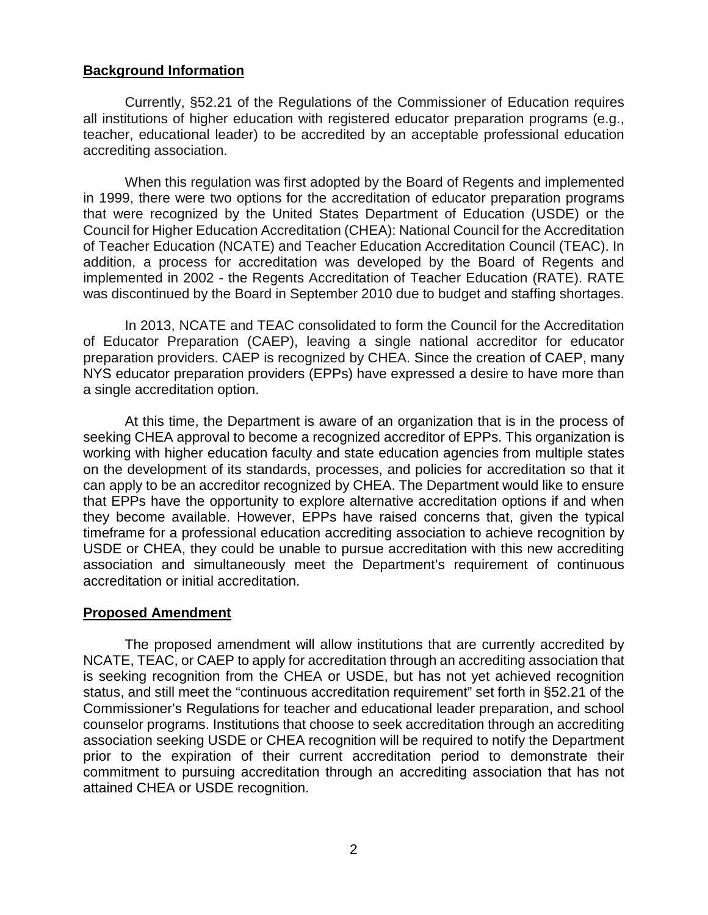## Background Information

Currently, §52.21 of the Regulations of the Commissioner of Education requires all institutions of higher education with registered educator preparation programs (e.g., teacher, educational leader) to be accredited by an acceptable professional education accrediting association.

When this regulation was first adopted by the Board of Regents and implemented in 1999, there were two options for the accreditation of educator preparation programs that were recognized by the United States Department of Education (USDE) or the Council for Higher Education Accreditation (CHEA): National Council for the Accreditation of Teacher Education (NCATE) and Teacher Education Accreditation Council (TEAC). In addition, a process for accreditation was developed by the Board of Regents and implemented in 2002 - the Regents Accreditation of Teacher Education (RATE). RATE was discontinued by the Board in September 2010 due to budget and staffing shortages.

In 2013, NCATE and TEAC consolidated to form the Council for the Accreditation of Educator Preparation (CAEP), leaving a single national accreditor for educator preparation providers. CAEP is recognized by CHEA. Since the creation of CAEP, many NYS educator preparation providers (EPPs) have expressed a desire to have more than a single accreditation option.

At this time, the Department is aware of an organization that is in the process of seeking CHEA approval to become a recognized accreditor of EPPs. This organization is working with higher education faculty and state education agencies from multiple states on the development of its standards, processes, and policies for accreditation so that it can apply to be an accreditor recognized by CHEA. The Department would like to ensure that EPPs have the opportunity to explore alternative accreditation options if and when they become available. However, EPPs have raised concerns that, given the typical timeframe for a professional education accrediting association to achieve recognition by USDE or CHEA, they could be unable to pursue accreditation with this new accrediting association and simultaneously meet the Department's requirement of continuous accreditation or initial accreditation.

## Proposed Amendment

The proposed amendment will allow institutions that are currently accredited by NCATE, TEAC, or CAEP to apply for accreditation through an accrediting association that is seeking recognition from the CHEA or USDE, but has not yet achieved recognition status, and still meet the "continuous accreditation requirement" set forth in §52.21 of the Commissioner's Regulations for teacher and educational leader preparation, and school counselor programs. Institutions that choose to seek accreditation through an accrediting association seeking USDE or CHEA recognition will be required to notify the Department prior to the expiration of their current accreditation period to demonstrate their commitment to pursuing accreditation through an accrediting association that has not attained CHEA or USDE recognition.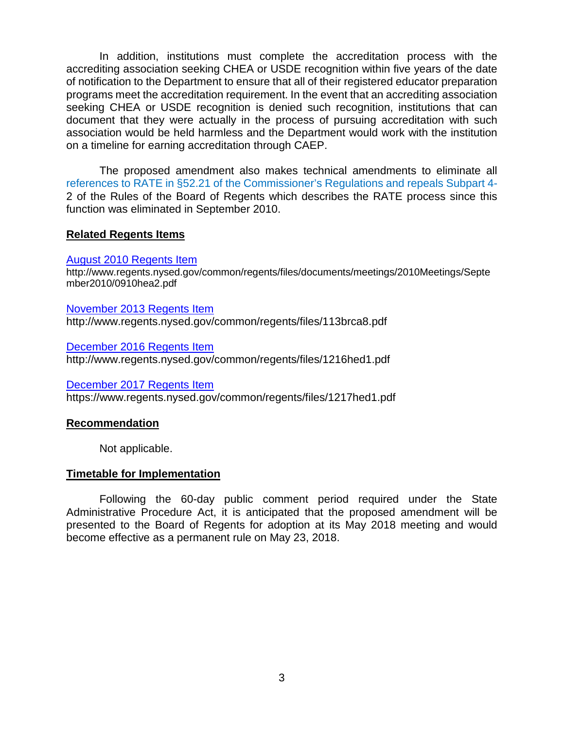In addition, institutions must complete the accreditation process with the accrediting association seeking CHEA or USDE recognition within five years of the date of notification to the Department to ensure that all of their registered educator preparation programs meet the accreditation requirement. In the event that an accrediting association seeking CHEA or USDE recognition is denied such recognition, institutions that can document that they were actually in the process of pursuing accreditation with such association would be held harmless and the Department would work with the institution on a timeline for earning accreditation through CAEP.

The proposed amendment also makes technical amendments to eliminate all references to RATE in §52.21 of the Commissioner's Regulations and repeals Subpart 4-2 of the Rules of the Board of Regents which describes the RATE process since this function was eliminated in September 2010.

**Related Regents Items**

[August 2010 Regents Item](http://www.regents.nysed.gov/common/regents/files/documents/meetings/2010Meetings/September2010/0910hea2.pdf)
http://www.regents.nysed.gov/common/regents/files/documents/meetings/2010Meetings/September2010/0910hea2.pdf

[November 2013 Regents Item](http://www.regents.nysed.gov/common/regents/files/113brca8.pdf)
http://www.regents.nysed.gov/common/regents/files/113brca8.pdf

[December 2016 Regents Item](http://www.regents.nysed.gov/common/regents/files/1216hed1.pdf)
http://www.regents.nysed.gov/common/regents/files/1216hed1.pdf

[December 2017 Regents Item](https://www.regents.nysed.gov/common/regents/files/1217hed1.pdf)
https://www.regents.nysed.gov/common/regents/files/1217hed1.pdf

**Recommendation**

Not applicable.

**Timetable for Implementation**

Following the 60-day public comment period required under the State Administrative Procedure Act, it is anticipated that the proposed amendment will be presented to the Board of Regents for adoption at its May 2018 meeting and would become effective as a permanent rule on May 23, 2018.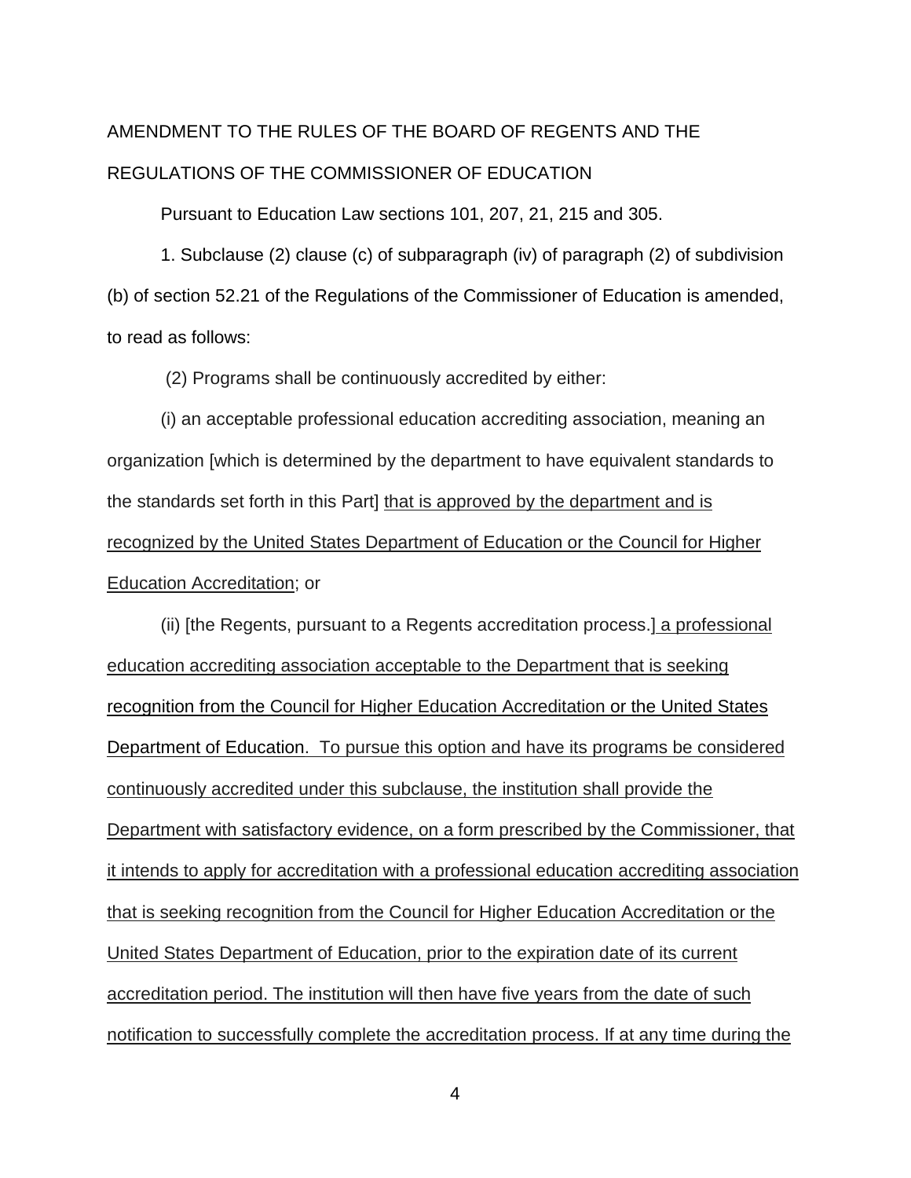AMENDMENT TO THE RULES OF THE BOARD OF REGENTS AND THE REGULATIONS OF THE COMMISSIONER OF EDUCATION

Pursuant to Education Law sections 101, 207, 21, 215 and 305.

1. Subclause (2) clause (c) of subparagraph (iv) of paragraph (2) of subdivision (b) of section 52.21 of the Regulations of the Commissioner of Education is amended, to read as follows:

(2) Programs shall be continuously accredited by either:

(i) an acceptable professional education accrediting association, meaning an organization [which is determined by the department to have equivalent standards to the standards set forth in this Part] <u>that is approved by the department and is recognized by the United States Department of Education or the Council for Higher Education Accreditation</u>; or

(ii) [the Regents, pursuant to a Regents accreditation process.] <u>a professional education accrediting association acceptable to the Department that is seeking recognition from the Council for Higher Education Accreditation or the United States Department of Education. To pursue this option and have its programs be considered continuously accredited under this subclause, the institution shall provide the Department with satisfactory evidence, on a form prescribed by the Commissioner, that it intends to apply for accreditation with a professional education accrediting association that is seeking recognition from the Council for Higher Education Accreditation or the United States Department of Education, prior to the expiration date of its current accreditation period. The institution will then have five years from the date of such notification to successfully complete the accreditation process. If at any time during the</u>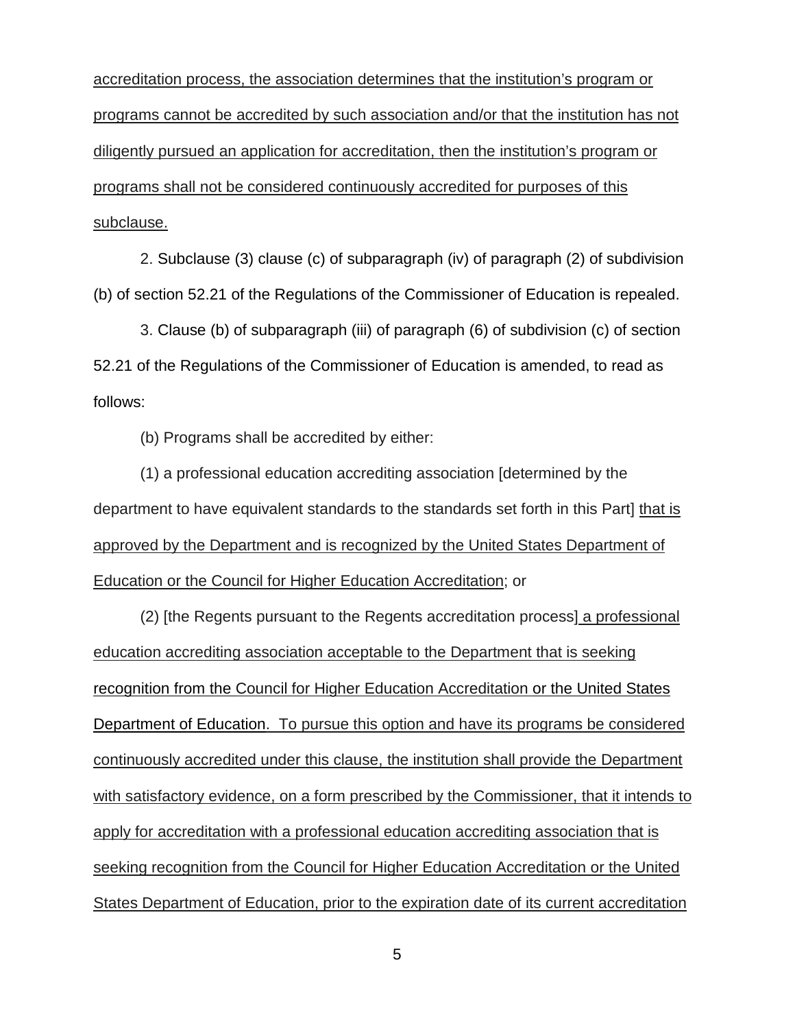accreditation process, the association determines that the institution's program or programs cannot be accredited by such association and/or that the institution has not diligently pursued an application for accreditation, then the institution's program or programs shall not be considered continuously accredited for purposes of this subclause.

2. Subclause (3) clause (c) of subparagraph (iv) of paragraph (2) of subdivision (b) of section 52.21 of the Regulations of the Commissioner of Education is repealed.

3. Clause (b) of subparagraph (iii) of paragraph (6) of subdivision (c) of section 52.21 of the Regulations of the Commissioner of Education is amended, to read as follows:

(b) Programs shall be accredited by either:

(1) a professional education accrediting association [determined by the department to have equivalent standards to the standards set forth in this Part] that is approved by the Department and is recognized by the United States Department of Education or the Council for Higher Education Accreditation; or

(2) [the Regents pursuant to the Regents accreditation process] a professional education accrediting association acceptable to the Department that is seeking recognition from the Council for Higher Education Accreditation or the United States Department of Education. To pursue this option and have its programs be considered continuously accredited under this clause, the institution shall provide the Department with satisfactory evidence, on a form prescribed by the Commissioner, that it intends to apply for accreditation with a professional education accrediting association that is seeking recognition from the Council for Higher Education Accreditation or the United States Department of Education, prior to the expiration date of its current accreditation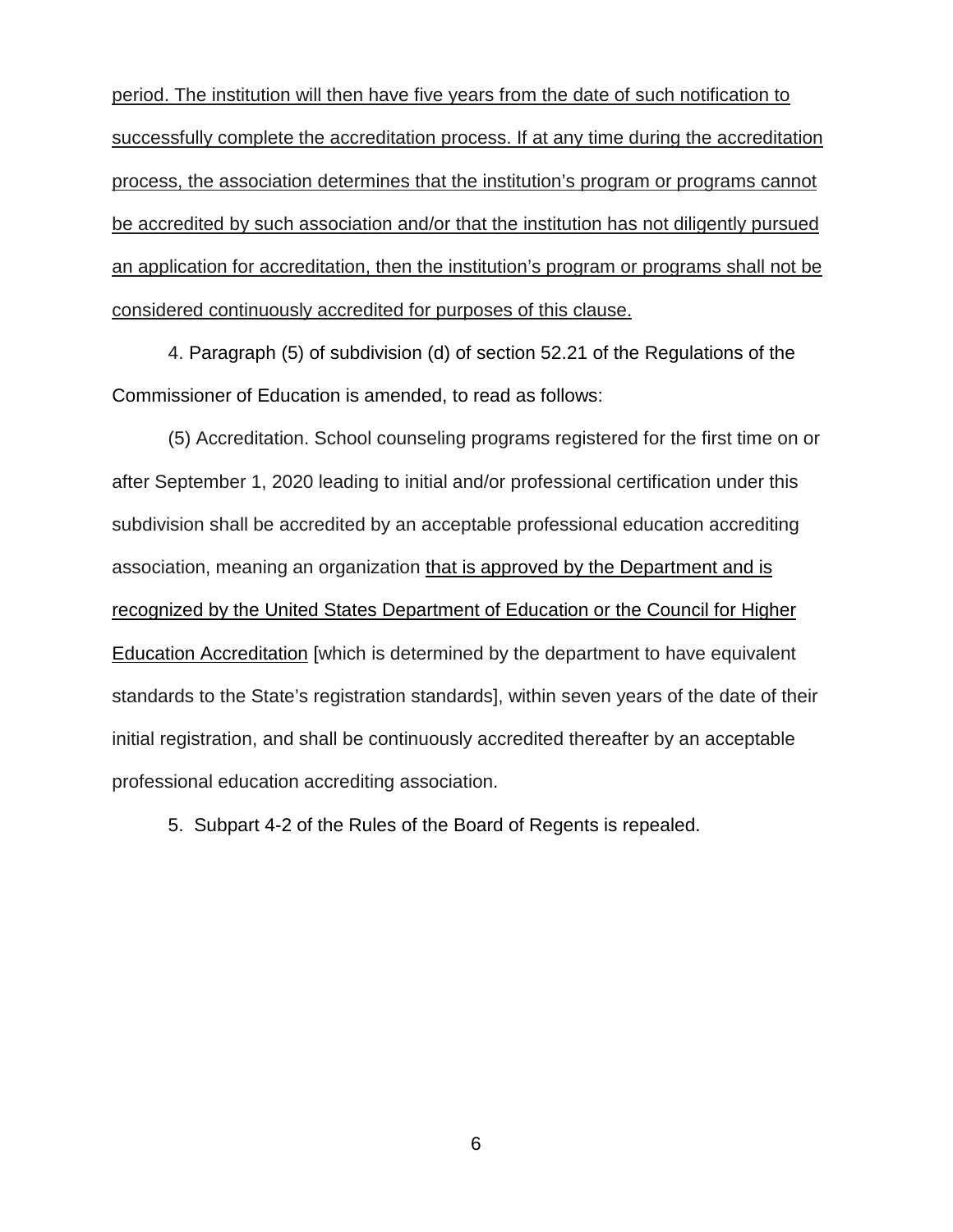period. The institution will then have five years from the date of such notification to successfully complete the accreditation process. If at any time during the accreditation process, the association determines that the institution's program or programs cannot be accredited by such association and/or that the institution has not diligently pursued an application for accreditation, then the institution's program or programs shall not be considered continuously accredited for purposes of this clause.

4. Paragraph (5) of subdivision (d) of section 52.21 of the Regulations of the Commissioner of Education is amended, to read as follows:

(5) Accreditation. School counseling programs registered for the first time on or after September 1, 2020 leading to initial and/or professional certification under this subdivision shall be accredited by an acceptable professional education accrediting association, meaning an organization that is approved by the Department and is recognized by the United States Department of Education or the Council for Higher Education Accreditation [which is determined by the department to have equivalent standards to the State's registration standards], within seven years of the date of their initial registration, and shall be continuously accredited thereafter by an acceptable professional education accrediting association.

5. Subpart 4-2 of the Rules of the Board of Regents is repealed.